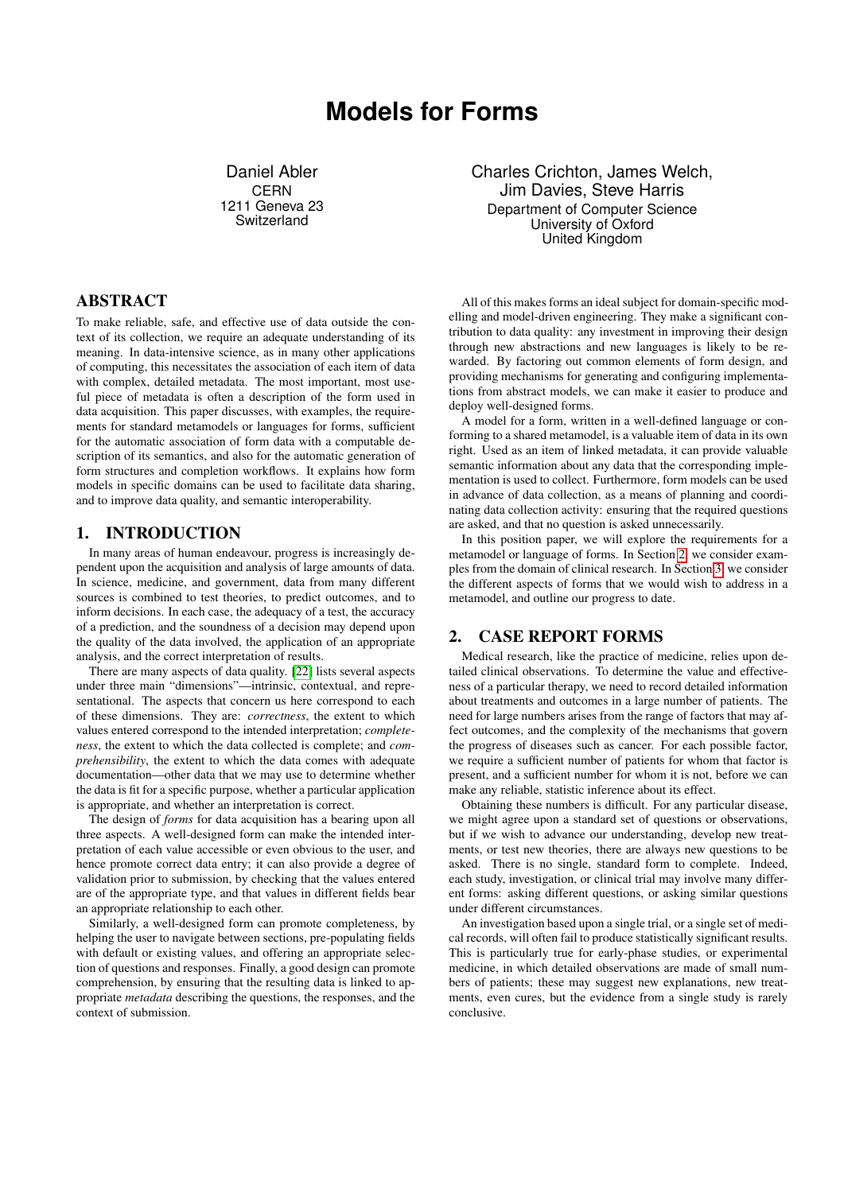# Models for Forms

Daniel Abler
CERN
1211 Geneva 23
Switzerland

Charles Crichton, James Welch, Jim Davies, Steve Harris
Department of Computer Science
University of Oxford
United Kingdom

## ABSTRACT

To make reliable, safe, and effective use of data outside the context of its collection, we require an adequate understanding of its meaning. In data-intensive science, as in many other applications of computing, this necessitates the association of each item of data with complex, detailed metadata. The most important, most useful piece of metadata is often a description of the form used in data acquisition. This paper discusses, with examples, the requirements for standard metamodels or languages for forms, sufficient for the automatic association of form data with a computable description of its semantics, and also for the automatic generation of form structures and completion workflows. It explains how form models in specific domains can be used to facilitate data sharing, and to improve data quality, and semantic interoperability.

## 1. INTRODUCTION

In many areas of human endeavour, progress is increasingly dependent upon the acquisition and analysis of large amounts of data. In science, medicine, and government, data from many different sources is combined to test theories, to predict outcomes, and to inform decisions. In each case, the adequacy of a test, the accuracy of a prediction, and the soundness of a decision may depend upon the quality of the data involved, the application of an appropriate analysis, and the correct interpretation of results.

There are many aspects of data quality. [22] lists several aspects under three main "dimensions"—intrinsic, contextual, and representational. The aspects that concern us here correspond to each of these dimensions. They are: *correctness*, the extent to which values entered correspond to the intended interpretation; *completeness*, the extent to which the data collected is complete; and *comprehensibility*, the extent to which the data comes with adequate documentation—other data that we may use to determine whether the data is fit for a specific purpose, whether a particular application is appropriate, and whether an interpretation is correct.

The design of *forms* for data acquisition has a bearing upon all three aspects. A well-designed form can make the intended interpretation of each value accessible or even obvious to the user, and hence promote correct data entry; it can also provide a degree of validation prior to submission, by checking that the values entered are of the appropriate type, and that values in different fields bear an appropriate relationship to each other.

Similarly, a well-designed form can promote completeness, by helping the user to navigate between sections, pre-populating fields with default or existing values, and offering an appropriate selection of questions and responses. Finally, a good design can promote comprehension, by ensuring that the resulting data is linked to appropriate *metadata* describing the questions, the responses, and the context of submission.

All of this makes forms an ideal subject for domain-specific modelling and model-driven engineering. They make a significant contribution to data quality: any investment in improving their design through new abstractions and new languages is likely to be rewarded. By factoring out common elements of form design, and providing mechanisms for generating and configuring implementations from abstract models, we can make it easier to produce and deploy well-designed forms.

A model for a form, written in a well-defined language or conforming to a shared metamodel, is a valuable item of data in its own right. Used as an item of linked metadata, it can provide valuable semantic information about any data that the corresponding implementation is used to collect. Furthermore, form models can be used in advance of data collection, as a means of planning and coordinating data collection activity: ensuring that the required questions are asked, and that no question is asked unnecessarily.

In this position paper, we will explore the requirements for a metamodel or language of forms. In Section 2, we consider examples from the domain of clinical research. In Section 3, we consider the different aspects of forms that we would wish to address in a metamodel, and outline our progress to date.

## 2. CASE REPORT FORMS

Medical research, like the practice of medicine, relies upon detailed clinical observations. To determine the value and effectiveness of a particular therapy, we need to record detailed information about treatments and outcomes in a large number of patients. The need for large numbers arises from the range of factors that may affect outcomes, and the complexity of the mechanisms that govern the progress of diseases such as cancer. For each possible factor, we require a sufficient number of patients for whom that factor is present, and a sufficient number for whom it is not, before we can make any reliable, statistic inference about its effect.

Obtaining these numbers is difficult. For any particular disease, we might agree upon a standard set of questions or observations, but if we wish to advance our understanding, develop new treatments, or test new theories, there are always new questions to be asked. There is no single, standard form to complete. Indeed, each study, investigation, or clinical trial may involve many different forms: asking different questions, or asking similar questions under different circumstances.

An investigation based upon a single trial, or a single set of medical records, will often fail to produce statistically significant results. This is particularly true for early-phase studies, or experimental medicine, in which detailed observations are made of small numbers of patients; these may suggest new explanations, new treatments, even cures, but the evidence from a single study is rarely conclusive.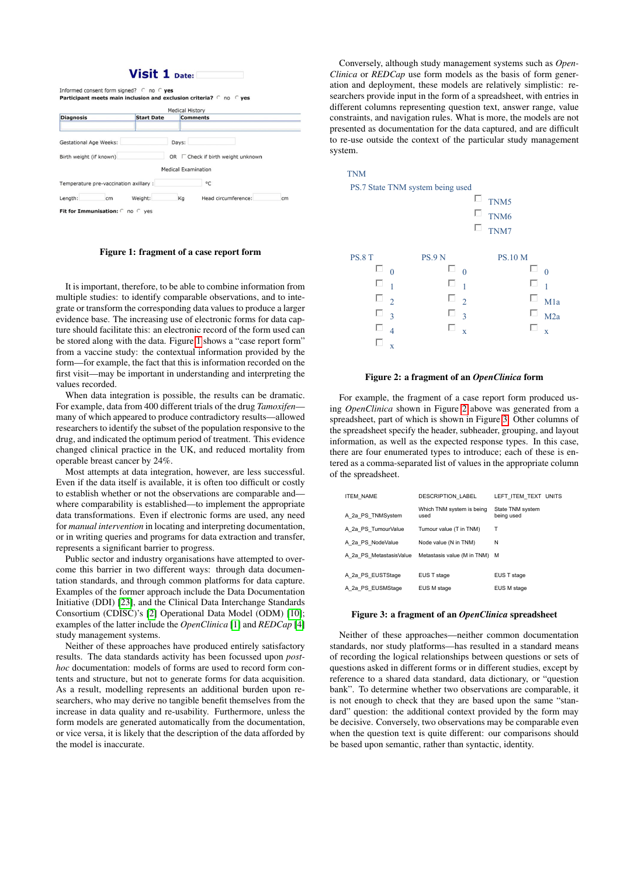**Visit 1** Date:

Informed consent form signed? ○ no ○ yes
Participant meets main inclusion and exclusion criteria? ○ no ○ yes

Medical History

| Diagnosis | Start Date | Comments |
|---|---|---|
| | | |

Gestational Age Weeks: Days:

Birth weight (if known) OR ☐ Check if birth weight unknown

Medical Examination

Temperature pre-vaccination axillary : °C

Length: cm Weight: Kg Head circumference: cm

Fit for Immunisation: ○ no ○ yes

**Figure 1: fragment of a case report form**

It is important, therefore, to be able to combine information from multiple studies: to identify comparable observations, and to integrate or transform the corresponding data values to produce a larger evidence base. The increasing use of electronic forms for data capture should facilitate this: an electronic record of the form used can be stored along with the data. Figure 1 shows a "case report form" from a vaccine study: the contextual information provided by the form—for example, the fact that this is information recorded on the first visit—may be important in understanding and interpreting the values recorded.

When data integration is possible, the results can be dramatic. For example, data from 400 different trials of the drug *Tamoxifen*—many of which appeared to produce contradictory results—allowed researchers to identify the subset of the population responsive to the drug, and indicated the optimum period of treatment. This evidence changed clinical practice in the UK, and reduced mortality from operable breast cancer by 24%.

Most attempts at data integration, however, are less successful. Even if the data itself is available, it is often too difficult or costly to establish whether or not the observations are comparable and—where comparability is established—to implement the appropriate data transformations. Even if electronic forms are used, any need for *manual intervention* in locating and interpreting documentation, or in writing queries and programs for data extraction and transfer, represents a significant barrier to progress.

Public sector and industry organisations have attempted to overcome this barrier in two different ways: through data documentation standards, and through common platforms for data capture. Examples of the former approach include the Data Documentation Initiative (DDI) [23], and the Clinical Data Interchange Standards Consortium (CDISC)'s [2] Operational Data Model (ODM) [10]; examples of the latter include the *OpenClinica* [1] and *REDCap* [4] study management systems.

Neither of these approaches have produced entirely satisfactory results. The data standards activity has been focussed upon *post-hoc* documentation: models of forms are used to record form contents and structure, but not to generate forms for data acquisition. As a result, modelling represents an additional burden upon researchers, who may derive no tangible benefit themselves from the increase in data quality and re-usability. Furthermore, unless the form models are generated automatically from the documentation, or vice versa, it is likely that the description of the data afforded by the model is inaccurate.

Conversely, although study management systems such as *OpenClinica* or *REDCap* use form models as the basis of form generation and deployment, these models are relatively simplistic: researchers provide input in the form of a spreadsheet, with entries in different columns representing question text, answer range, value constraints, and navigation rules. What is more, the models are not presented as documentation for the data captured, and are difficult to re-use outside the context of the particular study management system.

TNM

PS.7 State TNM system being used

☐ TNM5
☐ TNM6
☐ TNM7

| PS.8 T | PS.9 N | PS.10 M |
|---|---|---|
| ☐ 0 | ☐ 0 | ☐ 0 |
| ☐ 1 | ☐ 1 | ☐ 1 |
| ☐ 2 | ☐ 2 | ☐ M1a |
| ☐ 3 | ☐ 3 | ☐ M2a |
| ☐ 4 | ☐ x | ☐ x |
| ☐ x | | |

**Figure 2: a fragment of an *OpenClinica* form**

For example, the fragment of a case report form produced using *OpenClinica* shown in Figure 2 above was generated from a spreadsheet, part of which is shown in Figure 3. Other columns of the spreadsheet specify the header, subheader, grouping, and layout information, as well as the expected response types. In this case, there are four enumerated types to introduce; each of these is entered as a comma-separated list of values in the appropriate column of the spreadsheet.

| ITEM_NAME | DESCRIPTION_LABEL | LEFT_ITEM_TEXT | UNITS |
|---|---|---|---|
| A_2a_PS_TNMSystem | Which TNM system is being used | State TNM system being used | |
| A_2a_PS_TumourValue | Tumour value (T in TNM) | T | |
| A_2a_PS_NodeValue | Node value (N in TNM) | N | |
| A_2a_PS_MetastasisValue | Metastasis value (M in TNM) | M | |
| A_2a_PS_EUSTStage | EUS T stage | EUS T stage | |
| A_2a_PS_EUSMStage | EUS M stage | EUS M stage | |

**Figure 3: a fragment of an *OpenClinica* spreadsheet**

Neither of these approaches—neither common documentation standards, nor study platforms—has resulted in a standard means of recording the logical relationships between questions or sets of questions asked in different forms or in different studies, except by reference to a shared data standard, data dictionary, or "question bank". To determine whether two observations are comparable, it is not enough to check that they are based upon the same "standard" question: the additional context provided by the form may be decisive. Conversely, two observations may be comparable even when the question text is quite different: our comparisons should be based upon semantic, rather than syntactic, identity.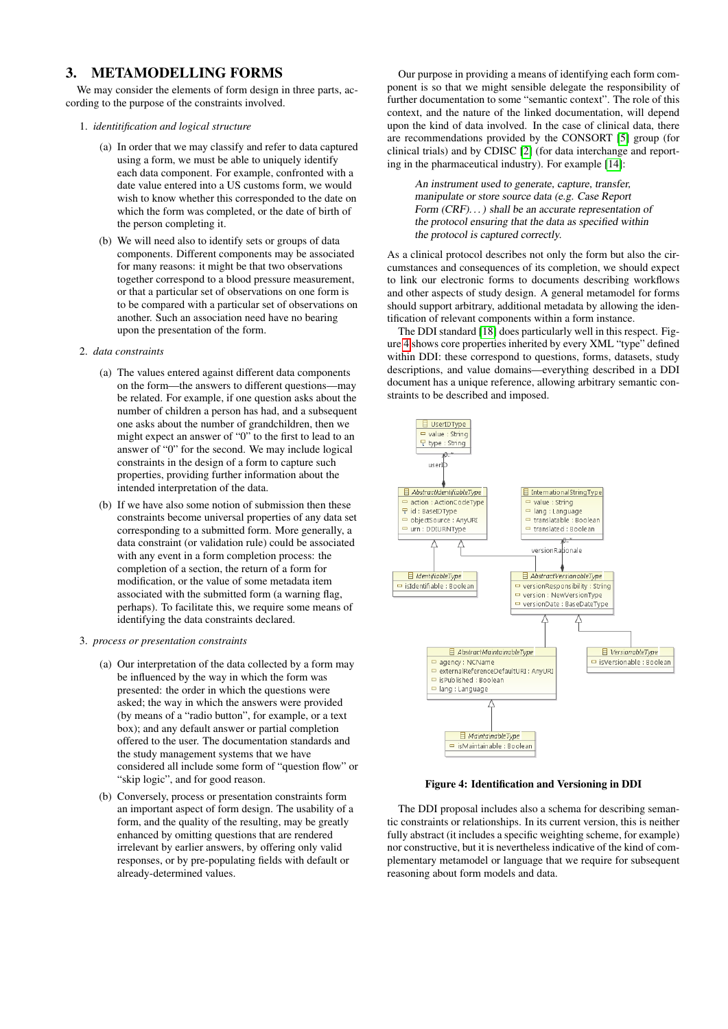## 3. METAMODELLING FORMS

We may consider the elements of form design in three parts, according to the purpose of the constraints involved.

1. *identitification and logical structure*

   (a) In order that we may classify and refer to data captured using a form, we must be able to uniquely identify each data component. For example, confronted with a date value entered into a US customs form, we would wish to know whether this corresponded to the date on which the form was completed, or the date of birth of the person completing it.

   (b) We will need also to identify sets or groups of data components. Different components may be associated for many reasons: it might be that two observations together correspond to a blood pressure measurement, or that a particular set of observations on one form is to be compared with a particular set of observations on another. Such an association need have no bearing upon the presentation of the form.

2. *data constraints*

   (a) The values entered against different data components on the form—the answers to different questions—may be related. For example, if one question asks about the number of children a person has had, and a subsequent one asks about the number of grandchildren, then we might expect an answer of "0" to the first to lead to an answer of "0" for the second. We may include logical constraints in the design of a form to capture such properties, providing further information about the intended interpretation of the data.

   (b) If we have also some notion of submission then these constraints become universal properties of any data set corresponding to a submitted form. More generally, a data constraint (or validation rule) could be associated with any event in a form completion process: the completion of a section, the return of a form for modification, or the value of some metadata item associated with the submitted form (a warning flag, perhaps). To facilitate this, we require some means of identifying the data constraints declared.

3. *process or presentation constraints*

   (a) Our interpretation of the data collected by a form may be influenced by the way in which the form was presented: the order in which the questions were asked; the way in which the answers were provided (by means of a "radio button", for example, or a text box); and any default answer or partial completion offered to the user. The documentation standards and the study management systems that we have considered all include some form of "question flow" or "skip logic", and for good reason.

   (b) Conversely, process or presentation constraints form an important aspect of form design. The usability of a form, and the quality of the resulting, may be greatly enhanced by omitting questions that are rendered irrelevant by earlier answers, by offering only valid responses, or by pre-populating fields with default or already-determined values.

Our purpose in providing a means of identifying each form component is so that we might sensible delegate the responsibility of further documentation to some "semantic context". The role of this context, and the nature of the linked documentation, will depend upon the kind of data involved. In the case of clinical data, there are recommendations provided by the CONSORT [5] group (for clinical trials) and by CDISC [2] (for data interchange and reporting in the pharmaceutical industry). For example [14]:

> *An instrument used to generate, capture, transfer, manipulate or store source data (e.g. Case Report Form (CRF). . . ) shall be an accurate representation of the protocol ensuring that the data as specified within the protocol is captured correctly.*

As a clinical protocol describes not only the form but also the circumstances and consequences of its completion, we should expect to link our electronic forms to documents describing workflows and other aspects of study design. A general metamodel for forms should support arbitrary, additional metadata by allowing the identification of relevant components within a form instance.

The DDI standard [18] does particularly well in this respect. Figure 4 shows core properties inherited by every XML "type" defined within DDI: these correspond to questions, forms, datasets, study descriptions, and value domains—everything described in a DDI document has a unique reference, allowing arbitrary semantic constraints to be described and imposed.

**Figure 4: Identification and Versioning in DDI**

The DDI proposal includes also a schema for describing semantic constraints or relationships. In its current version, this is neither fully abstract (it includes a specific weighting scheme, for example) nor constructive, but it is nevertheless indicative of the kind of complementary metamodel or language that we require for subsequent reasoning about form models and data.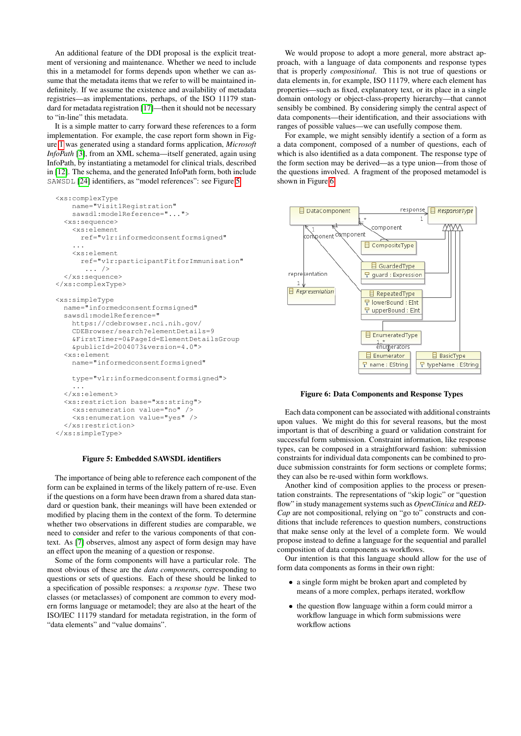An additional feature of the DDI proposal is the explicit treatment of versioning and maintenance. Whether we need to include this in a metamodel for forms depends upon whether we can assume that the metadata items that we refer to will be maintained indefinitely. If we assume the existence and availability of metadata registries—as implementations, perhaps, of the ISO 11179 standard for metadata registration [17]—then it should not be necessary to "in-line" this metadata.

It is a simple matter to carry forward these references to a form implementation. For example, the case report form shown in Figure 1 was generated using a standard forms application, *Microsoft InfoPath* [3], from an XML schema—itself generated, again using InfoPath, by instantiating a metamodel for clinical trials, described in [12]. The schema, and the generated InfoPath form, both include SAWSDL [24] identifiers, as "model references": see Figure 5.

```
<xs:complexType
    name="Visit1Registration"
    sawsdl:modelReference="...">
  <xs:sequence>
    <xs:element
      ref="v1r:informedconsentformsigned"
    ...
    <xs:element
      ref="v1r:participantFitforImmunisation"
       ... />
  </xs:sequence>
</xs:complexType>

<xs:simpleType
  name="informedconsentformsigned"
  sawsdl:modelReference="
    https://cdebrowser.nci.nih.gov/
    CDEBrowser/search?elementDetails=9
    &FirstTimer=0&PageId=ElementDetailsGroup
    &publicId=2004073&version=4.0">
  <xs:element
    name="informedconsentformsigned"

    type="v1r:informedconsentformsigned">
    ...
  </xs:element>
  <xs:restriction base="xs:string">
    <xs:enumeration value="no" />
    <xs:enumeration value="yes" />
  </xs:restriction>
</xs:simpleType>
```

**Figure 5: Embedded SAWSDL identifiers**

The importance of being able to reference each component of the form can be explained in terms of the likely pattern of re-use. Even if the questions on a form have been drawn from a shared data standard or question bank, their meanings will have been extended or modified by placing them in the context of the form. To determine whether two observations in different studies are comparable, we need to consider and refer to the various components of that context. As [7] observes, almost any aspect of form design may have an effect upon the meaning of a question or response.

Some of the form components will have a particular role. The most obvious of these are the *data components*, corresponding to questions or sets of questions. Each of these should be linked to a specification of possible responses: a *response type*. These two classes (or metaclasses) of component are common to every modern forms language or metamodel; they are also at the heart of the ISO/IEC 11179 standard for metadata registration, in the form of "data elements" and "value domains".

We would propose to adopt a more general, more abstract approach, with a language of data components and response types that is properly *compositional*. This is not true of questions or data elements in, for example, ISO 11179, where each element has properties—such as fixed, explanatory text, or its place in a single domain ontology or object-class-property hierarchy—that cannot sensibly be combined. By considering simply the central aspect of data components—their identification, and their associations with ranges of possible values—we can usefully compose them.

For example, we might sensibly identify a section of a form as a data component, composed of a number of questions, each of which is also identified as a data component. The response type of the form section may be derived—as a type union—from those of the questions involved. A fragment of the proposed metamodel is shown in Figure 6.

**Figure 6: Data Components and Response Types**

Each data component can be associated with additional constraints upon values. We might do this for several reasons, but the most important is that of describing a guard or validation constraint for successful form submission. Constraint information, like response types, can be composed in a straightforward fashion: submission constraints for individual data components can be combined to produce submission constraints for form sections or complete forms; they can also be re-used within form workflows.

Another kind of composition applies to the process or presentation constraints. The representations of "skip logic" or "question flow" in study management systems such as *OpenClinica* and *REDCap* are not compositional, relying on "go to" constructs and conditions that include references to question numbers, constructions that make sense only at the level of a complete form. We would propose instead to define a language for the sequential and parallel composition of data components as workflows.

Our intention is that this language should allow for the use of form data components as forms in their own right:

- a single form might be broken apart and completed by means of a more complex, perhaps iterated, workflow
- the question flow language within a form could mirror a workflow language in which form submissions were workflow actions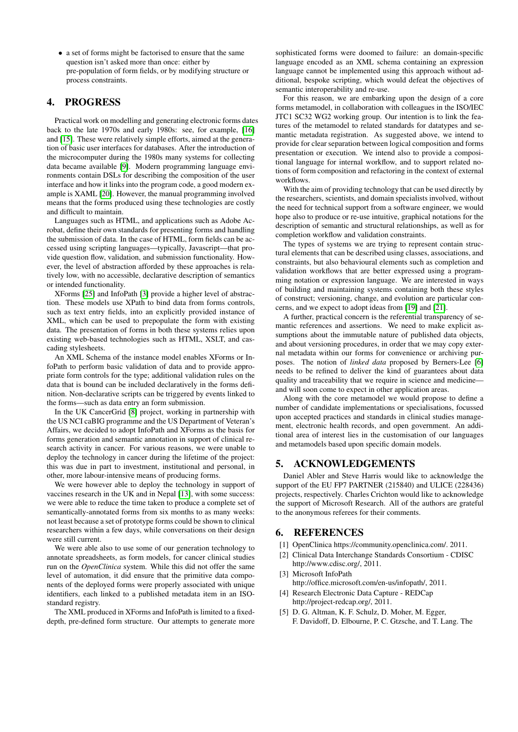- a set of forms might be factorised to ensure that the same question isn't asked more than once: either by pre-population of form fields, or by modifying structure or process constraints.

## 4. PROGRESS

Practical work on modelling and generating electronic forms dates back to the late 1970s and early 1980s: see, for example, [16] and [15]. These were relatively simple efforts, aimed at the generation of basic user interfaces for databases. After the introduction of the microcomputer during the 1980s many systems for collecting data became available [9]. Modern programming language environments contain DSLs for describing the composition of the user interface and how it links into the program code, a good modern example is XAML [20]. However, the manual programming involved means that the forms produced using these technologies are costly and difficult to maintain.

Languages such as HTML, and applications such as Adobe Acrobat, define their own standards for presenting forms and handling the submission of data. In the case of HTML, form fields can be accessed using scripting languages—typically, Javascript—that provide question flow, validation, and submission functionality. However, the level of abstraction afforded by these approaches is relatively low, with no accessible, declarative description of semantics or intended functionality.

XForms [25] and InfoPath [3] provide a higher level of abstraction. These models use XPath to bind data from forms controls, such as text entry fields, into an explicitly provided instance of XML, which can be used to prepopulate the form with existing data. The presentation of forms in both these systems relies upon existing web-based technologies such as HTML, XSLT, and cascading stylesheets.

An XML Schema of the instance model enables XForms or InfoPath to perform basic validation of data and to provide appropriate form controls for the type; additional validation rules on the data that is bound can be included declaratively in the forms definition. Non-declarative scripts can be triggered by events linked to the forms—such as data entry an form submission.

In the UK CancerGrid [8] project, working in partnership with the US NCI caBIG programme and the US Department of Veteran's Affairs, we decided to adopt InfoPath and XForms as the basis for forms generation and semantic annotation in support of clinical research activity in cancer. For various reasons, we were unable to deploy the technology in cancer during the lifetime of the project: this was due in part to investment, institutional and personal, in other, more labour-intensive means of producing forms.

We were however able to deploy the technology in support of vaccines research in the UK and in Nepal [13], with some success: we were able to reduce the time taken to produce a complete set of semantically-annotated forms from six months to as many weeks: not least because a set of prototype forms could be shown to clinical researchers within a few days, while conversations on their design were still current.

We were able also to use some of our generation technology to annotate spreadsheets, as form models, for cancer clinical studies run on the *OpenClinica* system. While this did not offer the same level of automation, it did ensure that the primitive data components of the deployed forms were properly associated with unique identifiers, each linked to a published metadata item in an ISO-standard registry.

The XML produced in XForms and InfoPath is limited to a fixed-depth, pre-defined form structure. Our attempts to generate more sophisticated forms were doomed to failure: an domain-specific language encoded as an XML schema containing an expression language cannot be implemented using this approach without additional, bespoke scripting, which would defeat the objectives of semantic interoperability and re-use.

For this reason, we are embarking upon the design of a core forms metamodel, in collaboration with colleagues in the ISO/IEC JTC1 SC32 WG2 working group. Our intention is to link the features of the metamodel to related standards for datatypes and semantic metadata registration. As suggested above, we intend to provide for clear separation between logical composition and forms presentation or execution. We intend also to provide a compositional language for internal workflow, and to support related notions of form composition and refactoring in the context of external workflows.

With the aim of providing technology that can be used directly by the researchers, scientists, and domain specialists involved, without the need for technical support from a software engineer, we would hope also to produce or re-use intuitive, graphical notations for the description of semantic and structural relationships, as well as for completion workflow and validation constraints.

The types of systems we are trying to represent contain structural elements that can be described using classes, associations, and constraints, but also behavioural elements such as completion and validation workflows that are better expressed using a programming notation or expression language. We are interested in ways of building and maintaining systems containing both these styles of construct; versioning, change, and evolution are particular concerns, and we expect to adopt ideas from [19] and [21].

A further, practical concern is the referential transparency of semantic references and assertions. We need to make explicit assumptions about the immutable nature of published data objects, and about versioning procedures, in order that we may copy external metadata within our forms for convenience or archiving purposes. The notion of *linked data* proposed by Berners-Lee [6] needs to be refined to deliver the kind of guarantees about data quality and traceability that we require in science and medicine—and will soon come to expect in other application areas.

Along with the core metamodel we would propose to define a number of candidate implementations or specialisations, focussed upon accepted practices and standards in clinical studies management, electronic health records, and open government. An additional area of interest lies in the customisation of our languages and metamodels based upon specific domain models.

## 5. ACKNOWLEDGEMENTS

Daniel Abler and Steve Harris would like to acknowledge the support of the EU FP7 PARTNER (215840) and ULICE (228436) projects, respectively. Charles Crichton would like to acknowledge the support of Microsoft Research. All of the authors are grateful to the anonymous referees for their comments.

## 6. REFERENCES

[1] OpenClinica https://community.openclinica.com/. 2011.

[2] Clinical Data Interchange Standards Consortium - CDISC http://www.cdisc.org/, 2011.

[3] Microsoft InfoPath http://office.microsoft.com/en-us/infopath/, 2011.

[4] Research Electronic Data Capture - REDCap http://project-redcap.org/, 2011.

[5] D. G. Altman, K. F. Schulz, D. Moher, M. Egger, F. Davidoff, D. Elbourne, P. C. Gtzsche, and T. Lang. The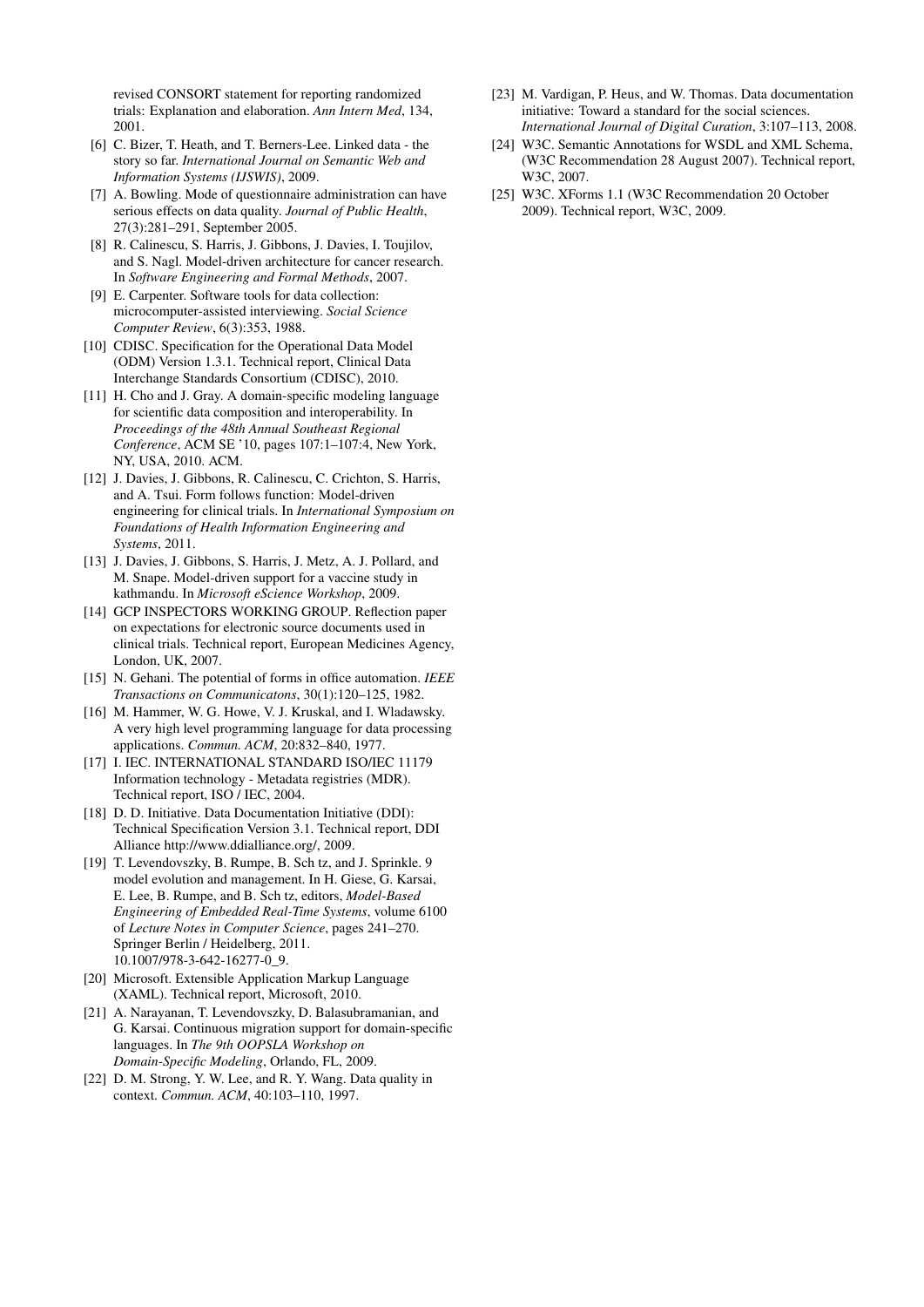revised CONSORT statement for reporting randomized trials: Explanation and elaboration. *Ann Intern Med*, 134, 2001.

[6] C. Bizer, T. Heath, and T. Berners-Lee. Linked data - the story so far. *International Journal on Semantic Web and Information Systems (IJSWIS)*, 2009.

[7] A. Bowling. Mode of questionnaire administration can have serious effects on data quality. *Journal of Public Health*, 27(3):281–291, September 2005.

[8] R. Calinescu, S. Harris, J. Gibbons, J. Davies, I. Toujilov, and S. Nagl. Model-driven architecture for cancer research. In *Software Engineering and Formal Methods*, 2007.

[9] E. Carpenter. Software tools for data collection: microcomputer-assisted interviewing. *Social Science Computer Review*, 6(3):353, 1988.

[10] CDISC. Specification for the Operational Data Model (ODM) Version 1.3.1. Technical report, Clinical Data Interchange Standards Consortium (CDISC), 2010.

[11] H. Cho and J. Gray. A domain-specific modeling language for scientific data composition and interoperability. In *Proceedings of the 48th Annual Southeast Regional Conference*, ACM SE '10, pages 107:1–107:4, New York, NY, USA, 2010. ACM.

[12] J. Davies, J. Gibbons, R. Calinescu, C. Crichton, S. Harris, and A. Tsui. Form follows function: Model-driven engineering for clinical trials. In *International Symposium on Foundations of Health Information Engineering and Systems*, 2011.

[13] J. Davies, J. Gibbons, S. Harris, J. Metz, A. J. Pollard, and M. Snape. Model-driven support for a vaccine study in kathmandu. In *Microsoft eScience Workshop*, 2009.

[14] GCP INSPECTORS WORKING GROUP. Reflection paper on expectations for electronic source documents used in clinical trials. Technical report, European Medicines Agency, London, UK, 2007.

[15] N. Gehani. The potential of forms in office automation. *IEEE Transactions on Communicatons*, 30(1):120–125, 1982.

[16] M. Hammer, W. G. Howe, V. J. Kruskal, and I. Wladawsky. A very high level programming language for data processing applications. *Commun. ACM*, 20:832–840, 1977.

[17] I. IEC. INTERNATIONAL STANDARD ISO/IEC 11179 Information technology - Metadata registries (MDR). Technical report, ISO / IEC, 2004.

[18] D. D. Initiative. Data Documentation Initiative (DDI): Technical Specification Version 3.1. Technical report, DDI Alliance http://www.ddialliance.org/, 2009.

[19] T. Levendovszky, B. Rumpe, B. Sch tz, and J. Sprinkle. 9 model evolution and management. In H. Giese, G. Karsai, E. Lee, B. Rumpe, and B. Sch tz, editors, *Model-Based Engineering of Embedded Real-Time Systems*, volume 6100 of *Lecture Notes in Computer Science*, pages 241–270. Springer Berlin / Heidelberg, 2011. 10.1007/978-3-642-16277-0_9.

[20] Microsoft. Extensible Application Markup Language (XAML). Technical report, Microsoft, 2010.

[21] A. Narayanan, T. Levendovszky, D. Balasubramanian, and G. Karsai. Continuous migration support for domain-specific languages. In *The 9th OOPSLA Workshop on Domain-Specific Modeling*, Orlando, FL, 2009.

[22] D. M. Strong, Y. W. Lee, and R. Y. Wang. Data quality in context. *Commun. ACM*, 40:103–110, 1997.

[23] M. Vardigan, P. Heus, and W. Thomas. Data documentation initiative: Toward a standard for the social sciences. *International Journal of Digital Curation*, 3:107–113, 2008.

[24] W3C. Semantic Annotations for WSDL and XML Schema, (W3C Recommendation 28 August 2007). Technical report, W3C, 2007.

[25] W3C. XForms 1.1 (W3C Recommendation 20 October 2009). Technical report, W3C, 2009.